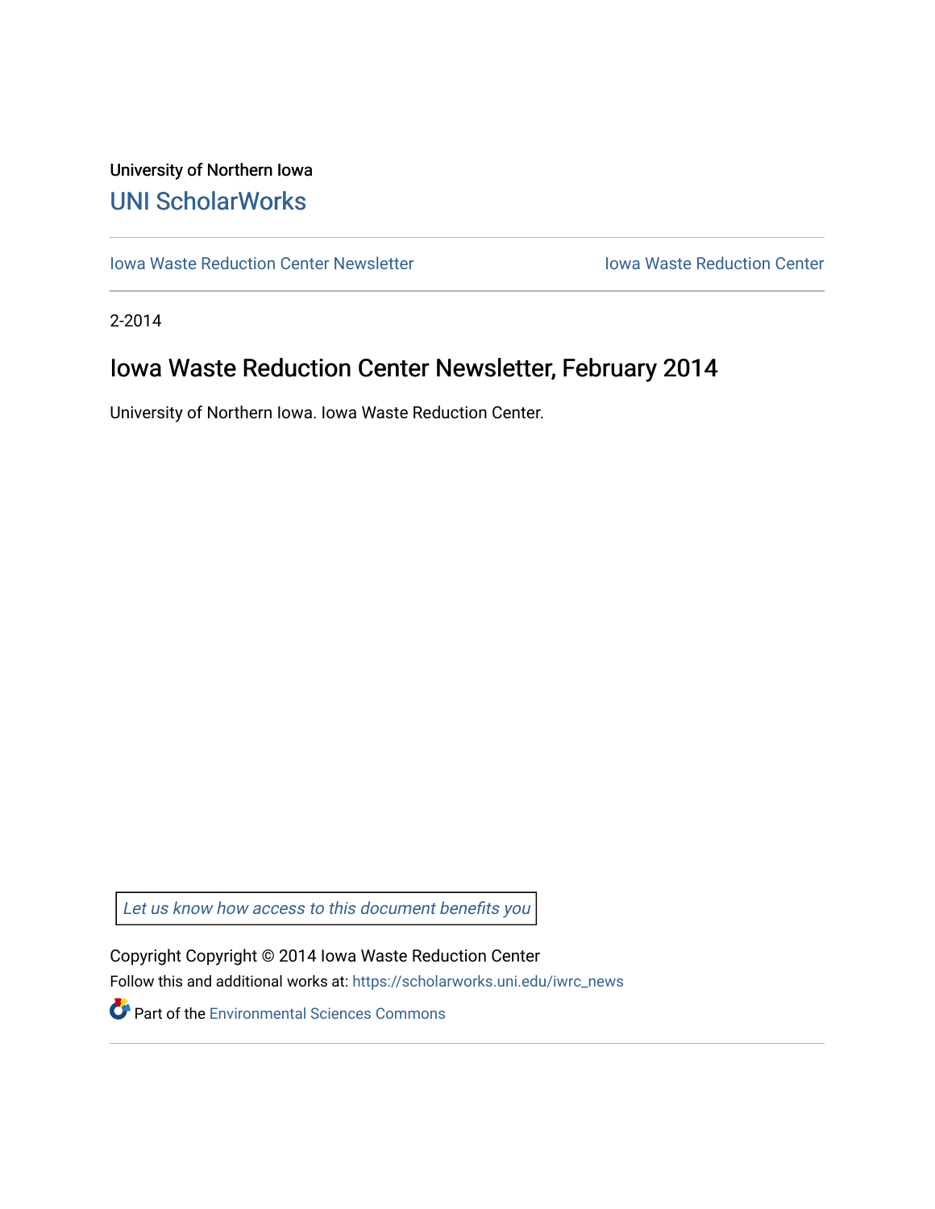University of Northern Iowa

UNI ScholarWorks

Iowa Waste Reduction Center Newsletter | Iowa Waste Reduction Center

2-2014

# Iowa Waste Reduction Center Newsletter, February 2014

University of Northern Iowa. Iowa Waste Reduction Center.

*Let us know how access to this document benefits you*

Copyright Copyright © 2014 Iowa Waste Reduction Center

Follow this and additional works at: https://scholarworks.uni.edu/iwrc_news

Part of the Environmental Sciences Commons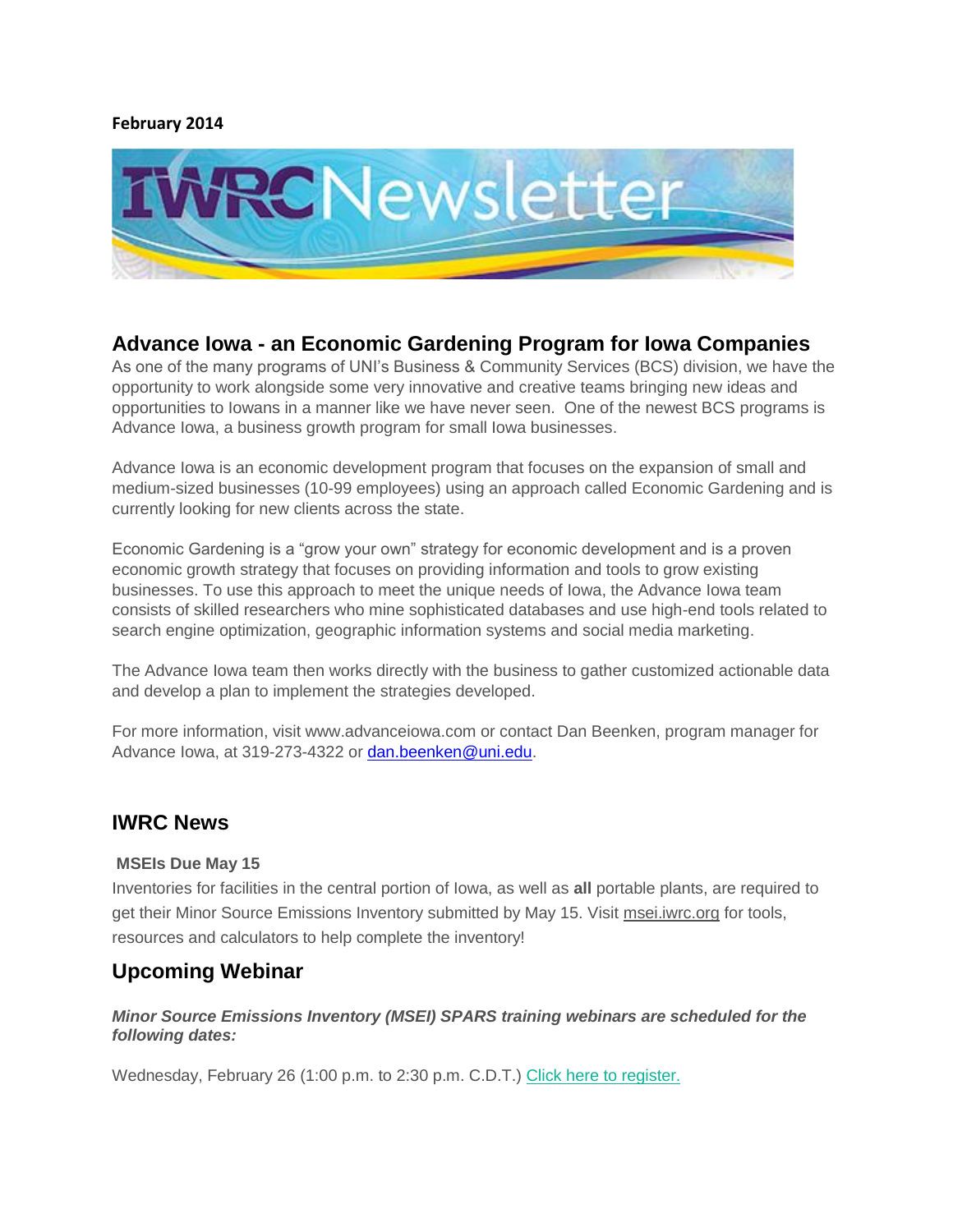**February 2014**

# IWRC Newsletter

## Advance Iowa - an Economic Gardening Program for Iowa Companies

As one of the many programs of UNI's Business & Community Services (BCS) division, we have the opportunity to work alongside some very innovative and creative teams bringing new ideas and opportunities to Iowans in a manner like we have never seen. One of the newest BCS programs is Advance Iowa, a business growth program for small Iowa businesses.

Advance Iowa is an economic development program that focuses on the expansion of small and medium-sized businesses (10-99 employees) using an approach called Economic Gardening and is currently looking for new clients across the state.

Economic Gardening is a "grow your own" strategy for economic development and is a proven economic growth strategy that focuses on providing information and tools to grow existing businesses. To use this approach to meet the unique needs of Iowa, the Advance Iowa team consists of skilled researchers who mine sophisticated databases and use high-end tools related to search engine optimization, geographic information systems and social media marketing.

The Advance Iowa team then works directly with the business to gather customized actionable data and develop a plan to implement the strategies developed.

For more information, visit www.advanceiowa.com or contact Dan Beenken, program manager for Advance Iowa, at 319-273-4322 or dan.beenken@uni.edu.

## IWRC News

**MSEIs Due May 15**

Inventories for facilities in the central portion of Iowa, as well as **all** portable plants, are required to get their Minor Source Emissions Inventory submitted by May 15. Visit msei.iwrc.org for tools, resources and calculators to help complete the inventory!

## Upcoming Webinar

***Minor Source Emissions Inventory (MSEI) SPARS training webinars are scheduled for the following dates:***

Wednesday, February 26 (1:00 p.m. to 2:30 p.m. C.D.T.) Click here to register.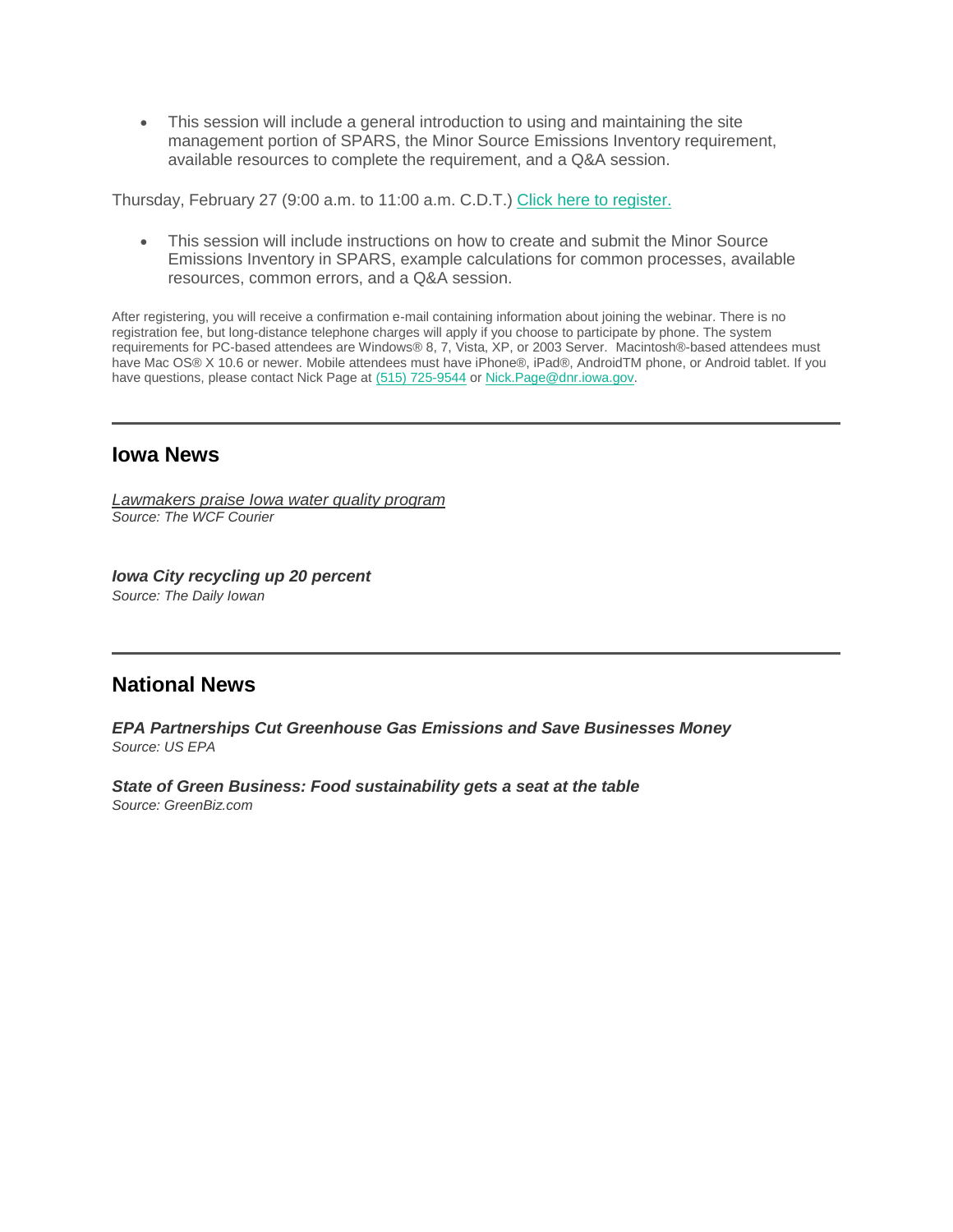- This session will include a general introduction to using and maintaining the site management portion of SPARS, the Minor Source Emissions Inventory requirement, available resources to complete the requirement, and a Q&A session.

Thursday, February 27 (9:00 a.m. to 11:00 a.m. C.D.T.) [Click here to register.]

- This session will include instructions on how to create and submit the Minor Source Emissions Inventory in SPARS, example calculations for common processes, available resources, common errors, and a Q&A session.

After registering, you will receive a confirmation e-mail containing information about joining the webinar. There is no registration fee, but long-distance telephone charges will apply if you choose to participate by phone. The system requirements for PC-based attendees are Windows® 8, 7, Vista, XP, or 2003 Server. Macintosh®-based attendees must have Mac OS® X 10.6 or newer. Mobile attendees must have iPhone®, iPad®, AndroidTM phone, or Android tablet. If you have questions, please contact Nick Page at (515) 725-9544 or Nick.Page@dnr.iowa.gov.

---

## Iowa News

*Lawmakers praise Iowa water quality program*
*Source: The WCF Courier*

***Iowa City recycling up 20 percent***
*Source: The Daily Iowan*

---

## National News

***EPA Partnerships Cut Greenhouse Gas Emissions and Save Businesses Money***
*Source: US EPA*

***State of Green Business: Food sustainability gets a seat at the table***
*Source: GreenBiz.com*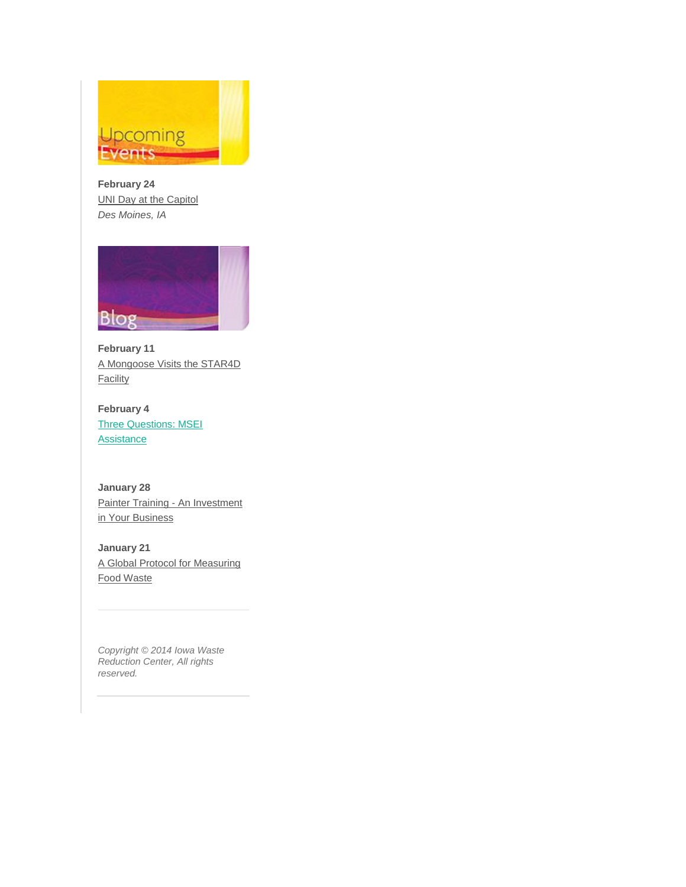Upcoming Events

**February 24**
UNI Day at the Capitol
*Des Moines, IA*

Blog

**February 11**
A Mongoose Visits the STAR4D Facility

**February 4**
Three Questions: MSEI Assistance

**January 28**
Painter Training - An Investment in Your Business

**January 21**
A Global Protocol for Measuring Food Waste

---

*Copyright © 2014 Iowa Waste Reduction Center, All rights reserved.*